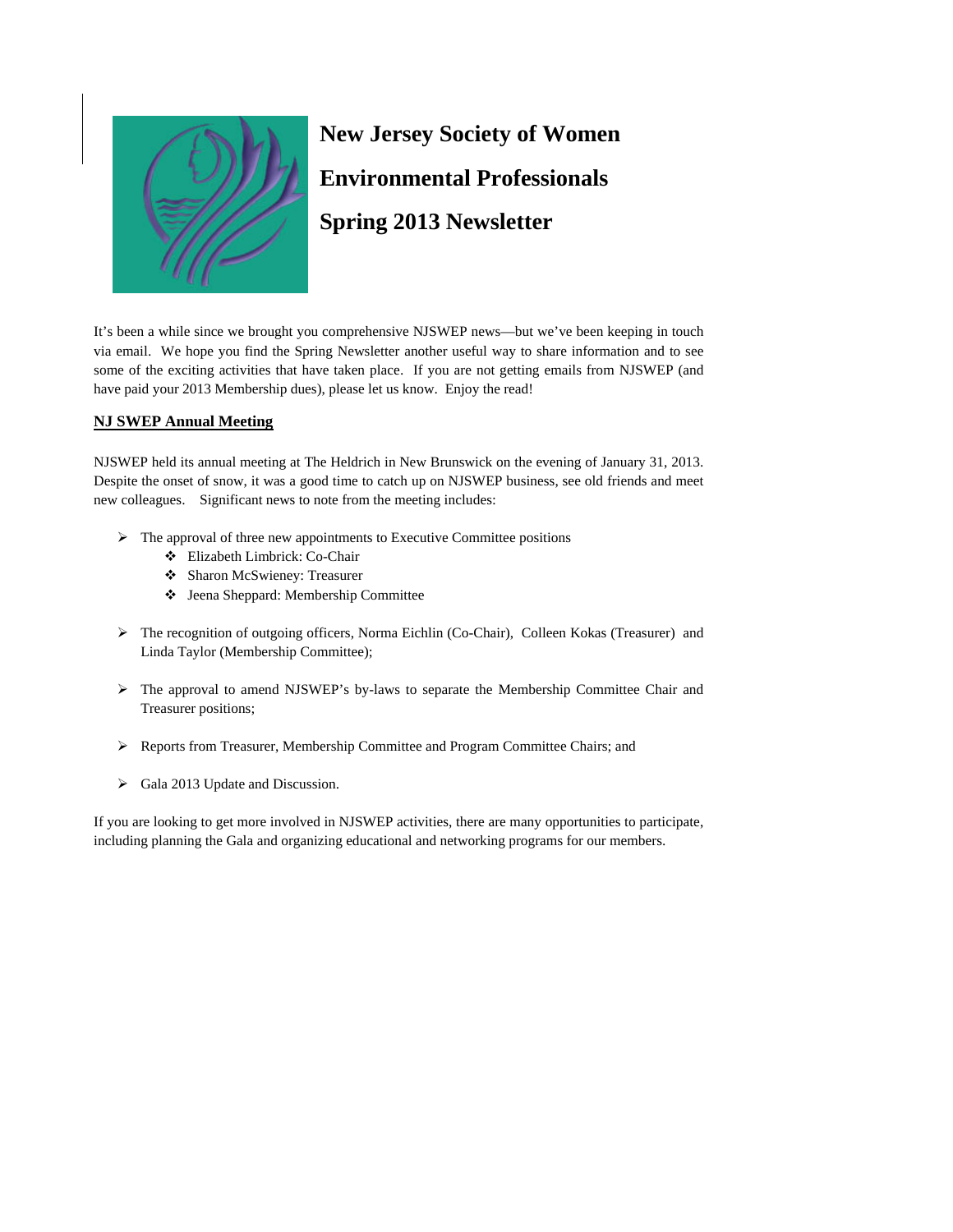# New Jersey Society of Women Environmental Professionals

# Spring 2013 Newsletter

It's been a while since we brought you comprehensive NJSWEP news—but we've been keeping in touch via email. We hope you find the Spring Newsletter another useful way to share information and to see some of the exciting activities that have taken place. If you are not getting emails from NJSWEP (and have paid your 2013 Membership dues), please let us know. Enjoy the read!

## NJ SWEP Annual Meeting

NJSWEP held its annual meeting at The Heldrich in New Brunswick on the evening of January 31, 2013. Despite the onset of snow, it was a good time to catch up on NJSWEP business, see old friends and meet new colleagues. Significant news to note from the meeting includes:

- The approval of three new appointments to Executive Committee positions
  - Elizabeth Limbrick: Co-Chair
  - Sharon McSwieney: Treasurer
  - Jeena Sheppard: Membership Committee
- The recognition of outgoing officers, Norma Eichlin (Co-Chair), Colleen Kokas (Treasurer) and Linda Taylor (Membership Committee);
- The approval to amend NJSWEP's by-laws to separate the Membership Committee Chair and Treasurer positions;
- Reports from Treasurer, Membership Committee and Program Committee Chairs; and
- Gala 2013 Update and Discussion.

If you are looking to get more involved in NJSWEP activities, there are many opportunities to participate, including planning the Gala and organizing educational and networking programs for our members.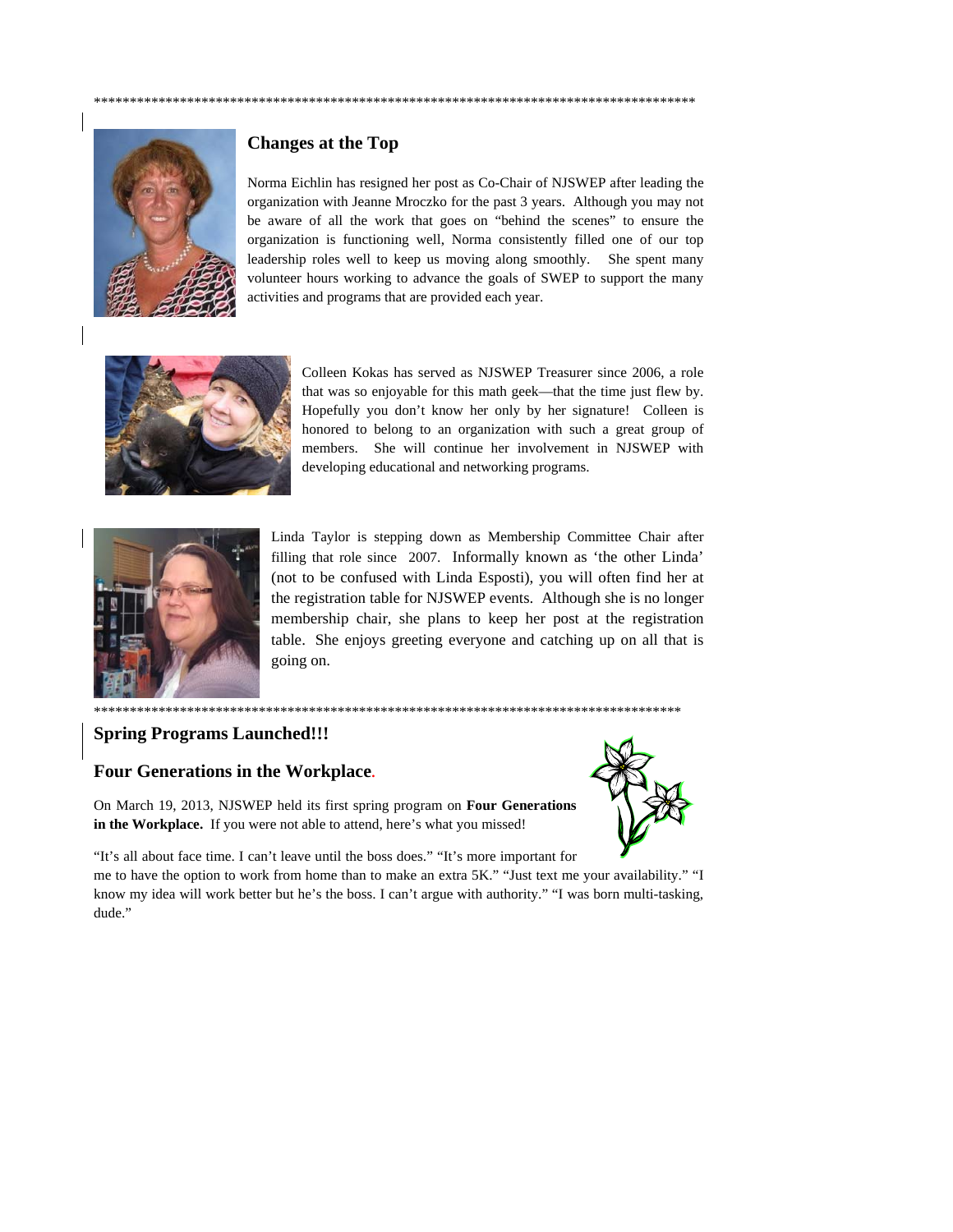*************************************************************************************************

## Changes at the Top

Norma Eichlin has resigned her post as Co-Chair of NJSWEP after leading the organization with Jeanne Mroczko for the past 3 years. Although you may not be aware of all the work that goes on "behind the scenes" to ensure the organization is functioning well, Norma consistently filled one of our top leadership roles well to keep us moving along smoothly. She spent many volunteer hours working to advance the goals of SWEP to support the many activities and programs that are provided each year.

Colleen Kokas has served as NJSWEP Treasurer since 2006, a role that was so enjoyable for this math geek—that the time just flew by. Hopefully you don't know her only by her signature! Colleen is honored to belong to an organization with such a great group of members. She will continue her involvement in NJSWEP with developing educational and networking programs.

Linda Taylor is stepping down as Membership Committee Chair after filling that role since 2007. Informally known as 'the other Linda' (not to be confused with Linda Esposti), you will often find her at the registration table for NJSWEP events. Although she is no longer membership chair, she plans to keep her post at the registration table. She enjoys greeting everyone and catching up on all that is going on.

*************************************************************************************************

## Spring Programs Launched!!!

### Four Generations in the Workplace.

On March 19, 2013, NJSWEP held its first spring program on **Four Generations in the Workplace.** If you were not able to attend, here's what you missed!

"It's all about face time. I can't leave until the boss does." "It's more important for me to have the option to work from home than to make an extra 5K." "Just text me your availability." "I know my idea will work better but he's the boss. I can't argue with authority." "I was born multi-tasking, dude."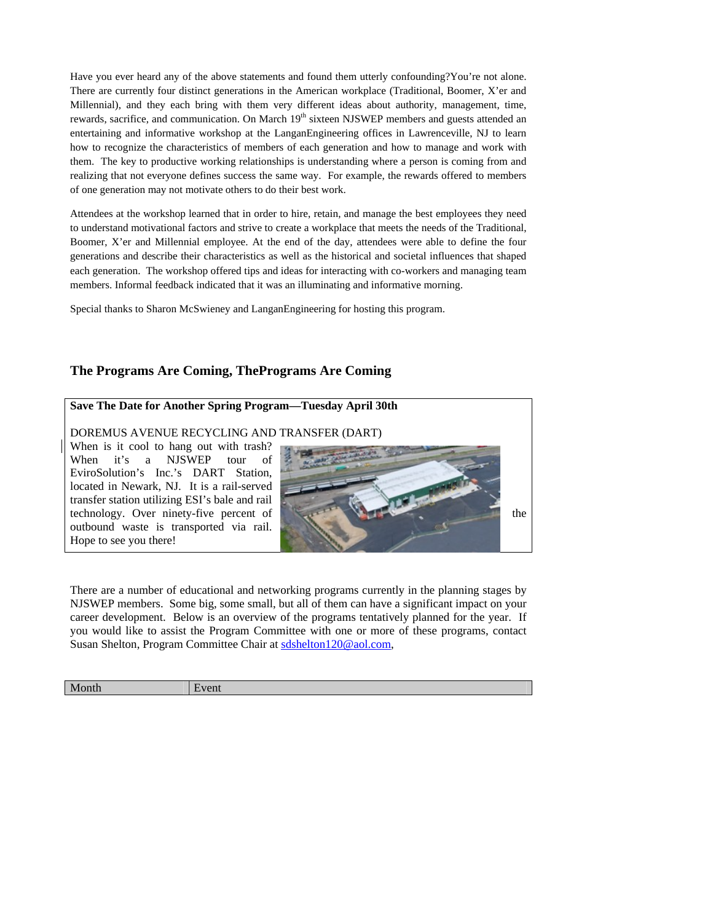Have you ever heard any of the above statements and found them utterly confounding?You're not alone. There are currently four distinct generations in the American workplace (Traditional, Boomer, X'er and Millennial), and they each bring with them very different ideas about authority, management, time, rewards, sacrifice, and communication. On March 19th sixteen NJSWEP members and guests attended an entertaining and informative workshop at the LanganEngineering offices in Lawrenceville, NJ to learn how to recognize the characteristics of members of each generation and how to manage and work with them. The key to productive working relationships is understanding where a person is coming from and realizing that not everyone defines success the same way. For example, the rewards offered to members of one generation may not motivate others to do their best work.

Attendees at the workshop learned that in order to hire, retain, and manage the best employees they need to understand motivational factors and strive to create a workplace that meets the needs of the Traditional, Boomer, X'er and Millennial employee. At the end of the day, attendees were able to define the four generations and describe their characteristics as well as the historical and societal influences that shaped each generation. The workshop offered tips and ideas for interacting with co-workers and managing team members. Informal feedback indicated that it was an illuminating and informative morning.

Special thanks to Sharon McSwieney and LanganEngineering for hosting this program.

## The Programs Are Coming, ThePrograms Are Coming

**Save The Date for Another Spring Program—Tuesday April 30th**

DOREMUS AVENUE RECYCLING AND TRANSFER (DART)

When is it cool to hang out with trash? When it's a NJSWEP tour of EviroSolution's Inc.'s DART Station, located in Newark, NJ. It is a rail-served transfer station utilizing ESI's bale and rail technology. Over ninety-five percent of the outbound waste is transported via rail. Hope to see you there!

There are a number of educational and networking programs currently in the planning stages by NJSWEP members. Some big, some small, but all of them can have a significant impact on your career development. Below is an overview of the programs tentatively planned for the year. If you would like to assist the Program Committee with one or more of these programs, contact Susan Shelton, Program Committee Chair at sdshelton120@aol.com,

| Month | Event |
| --- | --- |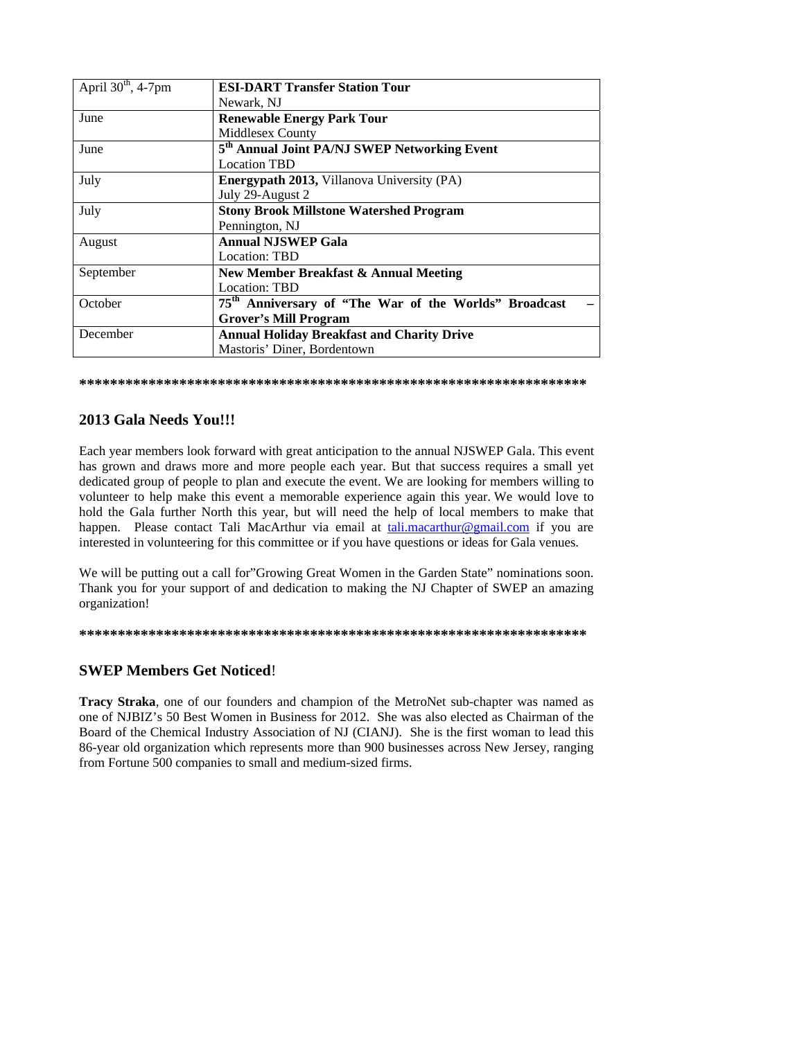| | |
|---|---|
| April 30th, 4-7pm | **ESI-DART Transfer Station Tour**<br>Newark, NJ |
| June | **Renewable Energy Park Tour**<br>Middlesex County |
| June | **5th Annual Joint PA/NJ SWEP Networking Event**<br>Location TBD |
| July | **Energypath 2013,** Villanova University (PA)<br>July 29-August 2 |
| July | **Stony Brook Millstone Watershed Program**<br>Pennington, NJ |
| August | **Annual NJSWEP Gala**<br>Location: TBD |
| September | **New Member Breakfast & Annual Meeting**<br>Location: TBD |
| October | **75th Anniversary of "The War of the Worlds" Broadcast – Grover's Mill Program** |
| December | **Annual Holiday Breakfast and Charity Drive**<br>Mastoris' Diner, Bordentown |

**\*\*\*\*\*\*\*\*\*\*\*\*\*\*\*\*\*\*\*\*\*\*\*\*\*\*\*\*\*\*\*\*\*\*\*\*\*\*\*\*\*\*\*\*\*\*\*\*\*\*\*\*\*\*\*\*\*\*\*\*\*\*\*\*\***

## 2013 Gala Needs You!!!

Each year members look forward with great anticipation to the annual NJSWEP Gala. This event has grown and draws more and more people each year. But that success requires a small yet dedicated group of people to plan and execute the event. We are looking for members willing to volunteer to help make this event a memorable experience again this year. We would love to hold the Gala further North this year, but will need the help of local members to make that happen. Please contact Tali MacArthur via email at tali.macarthur@gmail.com if you are interested in volunteering for this committee or if you have questions or ideas for Gala venues.

We will be putting out a call for"Growing Great Women in the Garden State" nominations soon. Thank you for your support of and dedication to making the NJ Chapter of SWEP an amazing organization!

**\*\*\*\*\*\*\*\*\*\*\*\*\*\*\*\*\*\*\*\*\*\*\*\*\*\*\*\*\*\*\*\*\*\*\*\*\*\*\*\*\*\*\*\*\*\*\*\*\*\*\*\*\*\*\*\*\*\*\*\*\*\*\*\*\***

## SWEP Members Get Noticed!

**Tracy Straka**, one of our founders and champion of the MetroNet sub-chapter was named as one of NJBIZ's 50 Best Women in Business for 2012. She was also elected as Chairman of the Board of the Chemical Industry Association of NJ (CIANJ). She is the first woman to lead this 86-year old organization which represents more than 900 businesses across New Jersey, ranging from Fortune 500 companies to small and medium-sized firms.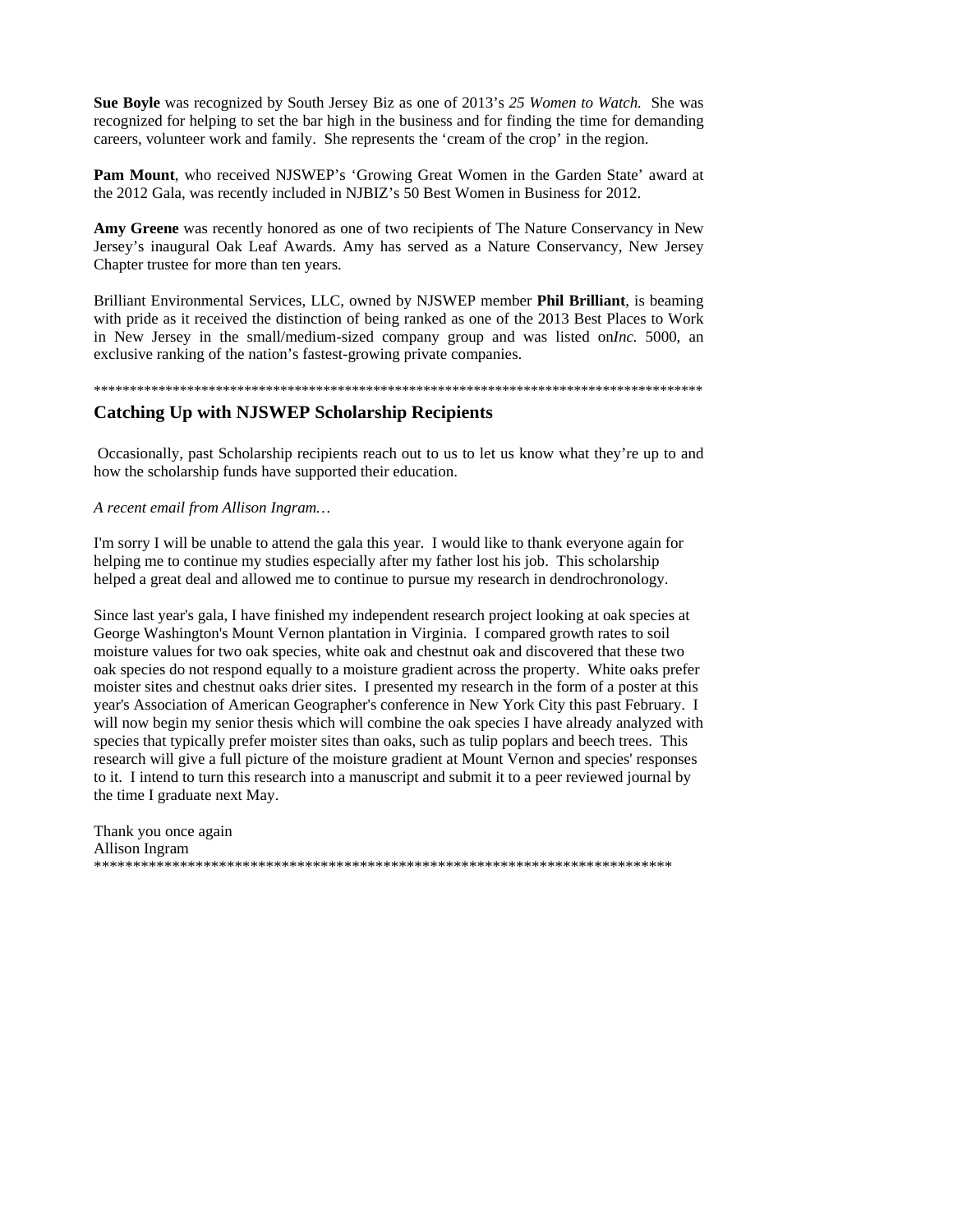**Sue Boyle** was recognized by South Jersey Biz as one of 2013's *25 Women to Watch.* She was recognized for helping to set the bar high in the business and for finding the time for demanding careers, volunteer work and family. She represents the 'cream of the crop' in the region.

**Pam Mount**, who received NJSWEP's 'Growing Great Women in the Garden State' award at the 2012 Gala, was recently included in NJBIZ's 50 Best Women in Business for 2012.

**Amy Greene** was recently honored as one of two recipients of The Nature Conservancy in New Jersey's inaugural Oak Leaf Awards. Amy has served as a Nature Conservancy, New Jersey Chapter trustee for more than ten years.

Brilliant Environmental Services, LLC, owned by NJSWEP member **Phil Brilliant**, is beaming with pride as it received the distinction of being ranked as one of the 2013 Best Places to Work in New Jersey in the small/medium-sized company group and was listed on*Inc.* 5000, an exclusive ranking of the nation's fastest-growing private companies.

*************************************************************************************

## Catching Up with NJSWEP Scholarship Recipients

Occasionally, past Scholarship recipients reach out to us to let us know what they're up to and how the scholarship funds have supported their education.

*A recent email from Allison Ingram…*

I'm sorry I will be unable to attend the gala this year. I would like to thank everyone again for helping me to continue my studies especially after my father lost his job. This scholarship helped a great deal and allowed me to continue to pursue my research in dendrochronology.

Since last year's gala, I have finished my independent research project looking at oak species at George Washington's Mount Vernon plantation in Virginia. I compared growth rates to soil moisture values for two oak species, white oak and chestnut oak and discovered that these two oak species do not respond equally to a moisture gradient across the property. White oaks prefer moister sites and chestnut oaks drier sites. I presented my research in the form of a poster at this year's Association of American Geographer's conference in New York City this past February. I will now begin my senior thesis which will combine the oak species I have already analyzed with species that typically prefer moister sites than oaks, such as tulip poplars and beech trees. This research will give a full picture of the moisture gradient at Mount Vernon and species' responses to it. I intend to turn this research into a manuscript and submit it to a peer reviewed journal by the time I graduate next May.

Thank you once again
Allison Ingram
****************************************************************************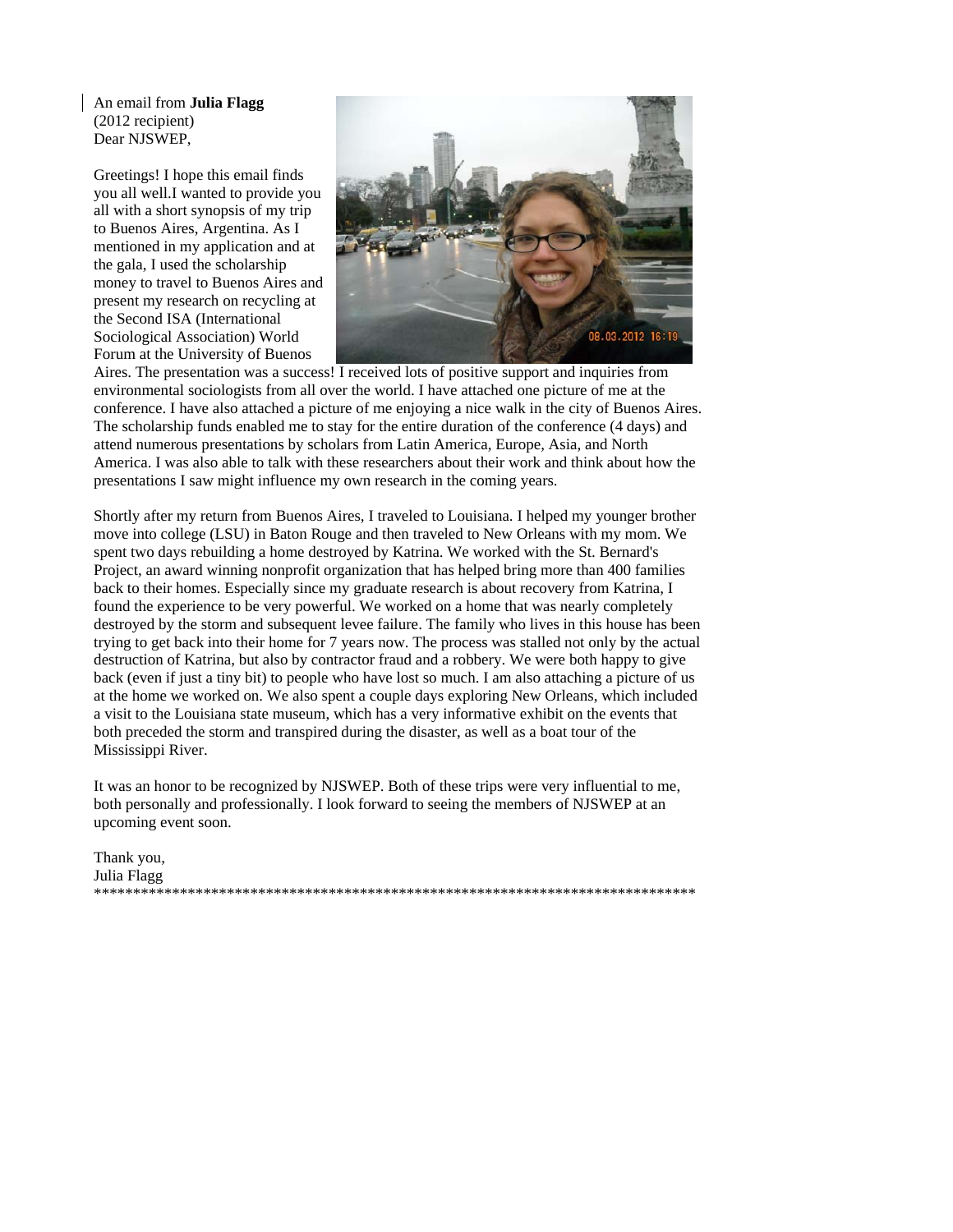An email from **Julia Flagg**
(2012 recipient)
Dear NJSWEP,

Greetings! I hope this email finds you all well.I wanted to provide you all with a short synopsis of my trip to Buenos Aires, Argentina. As I mentioned in my application and at the gala, I used the scholarship money to travel to Buenos Aires and present my research on recycling at the Second ISA (International Sociological Association) World Forum at the University of Buenos Aires. The presentation was a success! I received lots of positive support and inquiries from environmental sociologists from all over the world. I have attached one picture of me at the conference. I have also attached a picture of me enjoying a nice walk in the city of Buenos Aires. The scholarship funds enabled me to stay for the entire duration of the conference (4 days) and attend numerous presentations by scholars from Latin America, Europe, Asia, and North America. I was also able to talk with these researchers about their work and think about how the presentations I saw might influence my own research in the coming years.

Shortly after my return from Buenos Aires, I traveled to Louisiana. I helped my younger brother move into college (LSU) in Baton Rouge and then traveled to New Orleans with my mom. We spent two days rebuilding a home destroyed by Katrina. We worked with the St. Bernard's Project, an award winning nonprofit organization that has helped bring more than 400 families back to their homes. Especially since my graduate research is about recovery from Katrina, I found the experience to be very powerful. We worked on a home that was nearly completely destroyed by the storm and subsequent levee failure. The family who lives in this house has been trying to get back into their home for 7 years now. The process was stalled not only by the actual destruction of Katrina, but also by contractor fraud and a robbery. We were both happy to give back (even if just a tiny bit) to people who have lost so much. I am also attaching a picture of us at the home we worked on. We also spent a couple days exploring New Orleans, which included a visit to the Louisiana state museum, which has a very informative exhibit on the events that both preceded the storm and transpired during the disaster, as well as a boat tour of the Mississippi River.

It was an honor to be recognized by NJSWEP. Both of these trips were very influential to me, both personally and professionally. I look forward to seeing the members of NJSWEP at an upcoming event soon.

Thank you,
Julia Flagg
********************************************************************************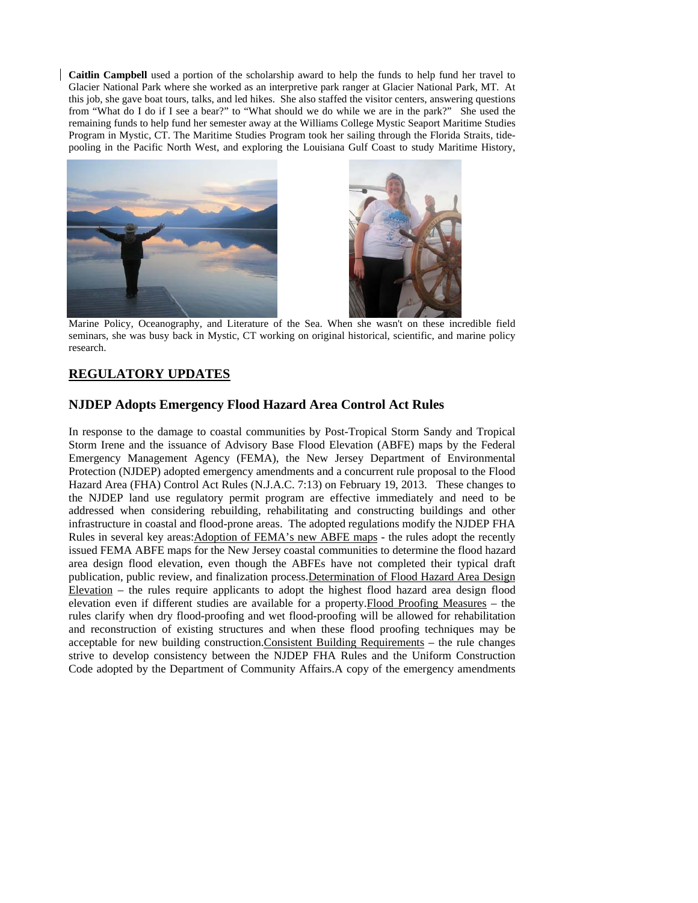**Caitlin Campbell** used a portion of the scholarship award to help the funds to help fund her travel to Glacier National Park where she worked as an interpretive park ranger at Glacier National Park, MT. At this job, she gave boat tours, talks, and led hikes. She also staffed the visitor centers, answering questions from "What do I do if I see a bear?" to "What should we do while we are in the park?" She used the remaining funds to help fund her semester away at the Williams College Mystic Seaport Maritime Studies Program in Mystic, CT. The Maritime Studies Program took her sailing through the Florida Straits, tide-pooling in the Pacific North West, and exploring the Louisiana Gulf Coast to study Maritime History, Marine Policy, Oceanography, and Literature of the Sea. When she wasn't on these incredible field seminars, she was busy back in Mystic, CT working on original historical, scientific, and marine policy research.

## REGULATORY UPDATES

### NJDEP Adopts Emergency Flood Hazard Area Control Act Rules

In response to the damage to coastal communities by Post-Tropical Storm Sandy and Tropical Storm Irene and the issuance of Advisory Base Flood Elevation (ABFE) maps by the Federal Emergency Management Agency (FEMA), the New Jersey Department of Environmental Protection (NJDEP) adopted emergency amendments and a concurrent rule proposal to the Flood Hazard Area (FHA) Control Act Rules (N.J.A.C. 7:13) on February 19, 2013. These changes to the NJDEP land use regulatory permit program are effective immediately and need to be addressed when considering rebuilding, rehabilitating and constructing buildings and other infrastructure in coastal and flood-prone areas. The adopted regulations modify the NJDEP FHA Rules in several key areas:Adoption of FEMA's new ABFE maps - the rules adopt the recently issued FEMA ABFE maps for the New Jersey coastal communities to determine the flood hazard area design flood elevation, even though the ABFEs have not completed their typical draft publication, public review, and finalization process.Determination of Flood Hazard Area Design Elevation – the rules require applicants to adopt the highest flood hazard area design flood elevation even if different studies are available for a property.Flood Proofing Measures – the rules clarify when dry flood-proofing and wet flood-proofing will be allowed for rehabilitation and reconstruction of existing structures and when these flood proofing techniques may be acceptable for new building construction.Consistent Building Requirements – the rule changes strive to develop consistency between the NJDEP FHA Rules and the Uniform Construction Code adopted by the Department of Community Affairs.A copy of the emergency amendments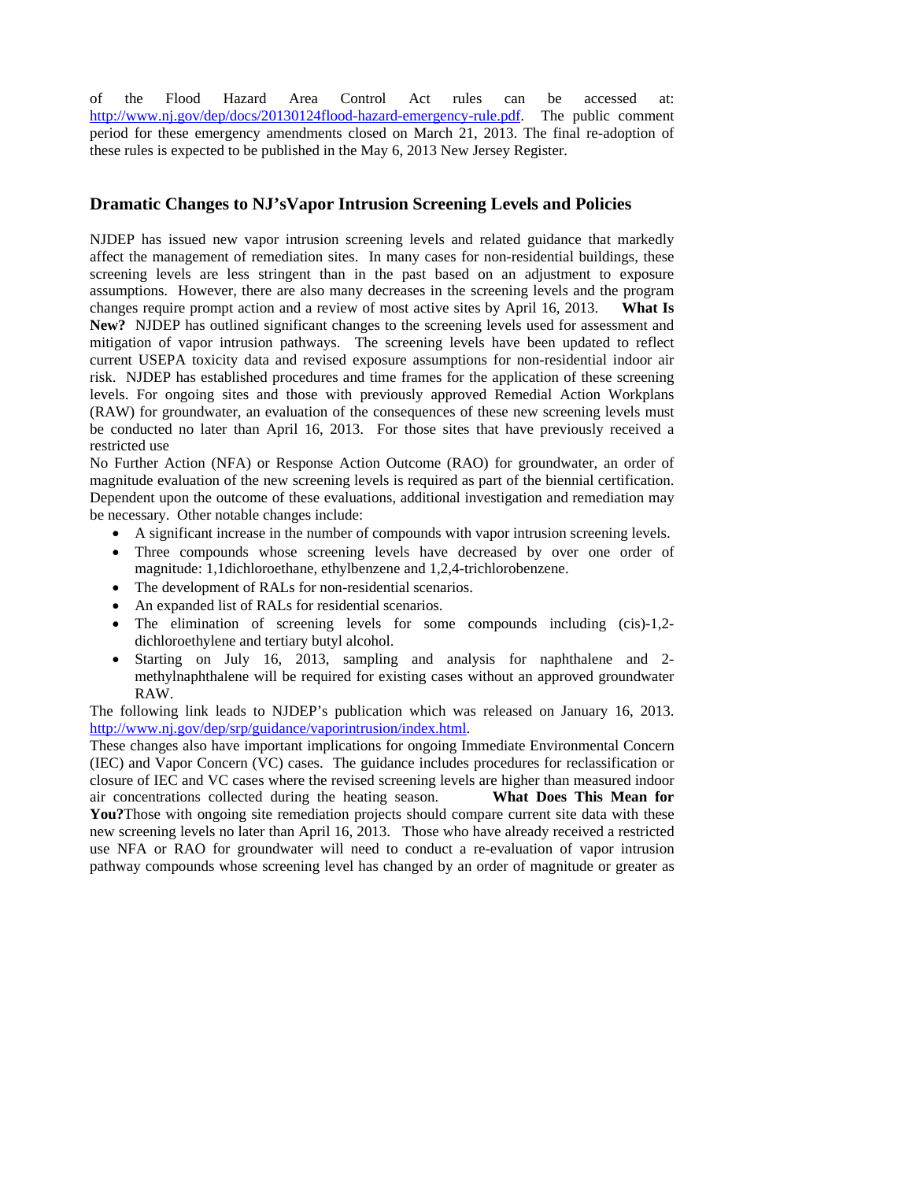of the Flood Hazard Area Control Act rules can be accessed at: http://www.nj.gov/dep/docs/20130124flood-hazard-emergency-rule.pdf. The public comment period for these emergency amendments closed on March 21, 2013. The final re-adoption of these rules is expected to be published in the May 6, 2013 New Jersey Register.

## Dramatic Changes to NJ'sVapor Intrusion Screening Levels and Policies

NJDEP has issued new vapor intrusion screening levels and related guidance that markedly affect the management of remediation sites. In many cases for non-residential buildings, these screening levels are less stringent than in the past based on an adjustment to exposure assumptions. However, there are also many decreases in the screening levels and the program changes require prompt action and a review of most active sites by April 16, 2013. **What Is New?** NJDEP has outlined significant changes to the screening levels used for assessment and mitigation of vapor intrusion pathways. The screening levels have been updated to reflect current USEPA toxicity data and revised exposure assumptions for non-residential indoor air risk. NJDEP has established procedures and time frames for the application of these screening levels. For ongoing sites and those with previously approved Remedial Action Workplans (RAW) for groundwater, an evaluation of the consequences of these new screening levels must be conducted no later than April 16, 2013. For those sites that have previously received a restricted use

No Further Action (NFA) or Response Action Outcome (RAO) for groundwater, an order of magnitude evaluation of the new screening levels is required as part of the biennial certification. Dependent upon the outcome of these evaluations, additional investigation and remediation may be necessary. Other notable changes include:

- A significant increase in the number of compounds with vapor intrusion screening levels.
- Three compounds whose screening levels have decreased by over one order of magnitude: 1,1dichloroethane, ethylbenzene and 1,2,4-trichlorobenzene.
- The development of RALs for non-residential scenarios.
- An expanded list of RALs for residential scenarios.
- The elimination of screening levels for some compounds including (cis)-1,2-dichloroethylene and tertiary butyl alcohol.
- Starting on July 16, 2013, sampling and analysis for naphthalene and 2-methylnaphthalene will be required for existing cases without an approved groundwater RAW.

The following link leads to NJDEP's publication which was released on January 16, 2013. http://www.nj.gov/dep/srp/guidance/vaporintrusion/index.html.

These changes also have important implications for ongoing Immediate Environmental Concern (IEC) and Vapor Concern (VC) cases. The guidance includes procedures for reclassification or closure of IEC and VC cases where the revised screening levels are higher than measured indoor air concentrations collected during the heating season. **What Does This Mean for You?**Those with ongoing site remediation projects should compare current site data with these new screening levels no later than April 16, 2013. Those who have already received a restricted use NFA or RAO for groundwater will need to conduct a re-evaluation of vapor intrusion pathway compounds whose screening level has changed by an order of magnitude or greater as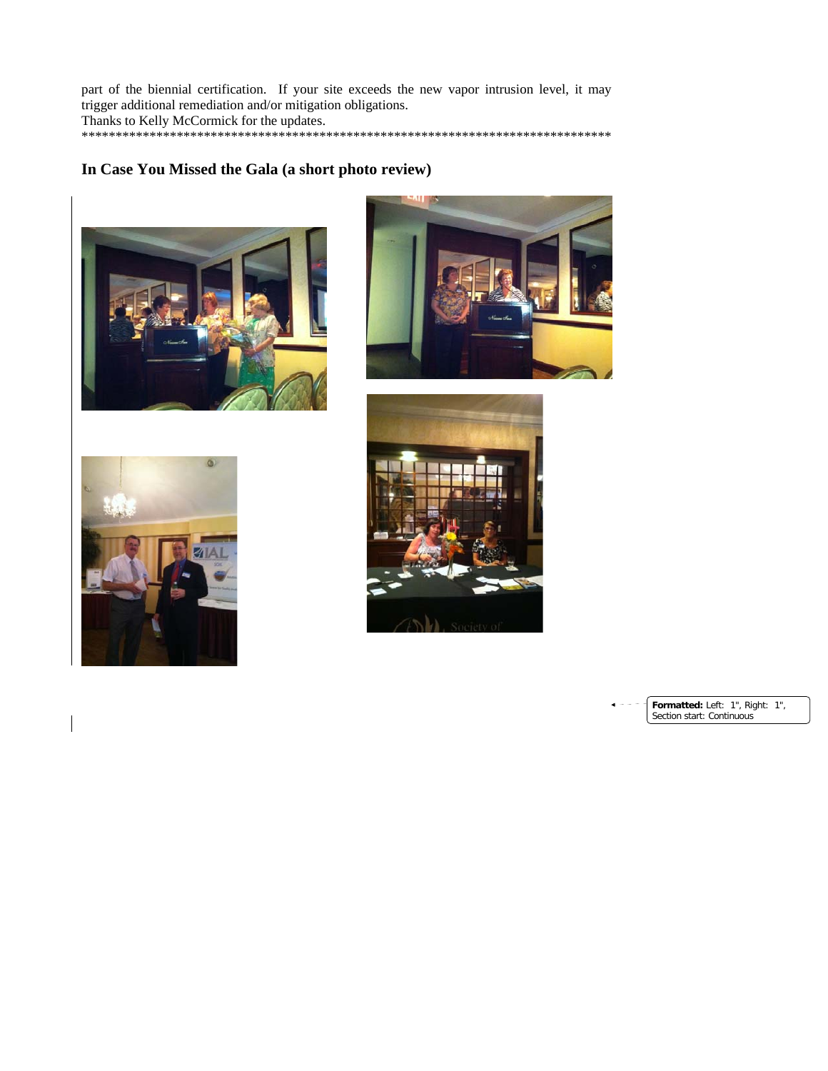part of the biennial certification. If your site exceeds the new vapor intrusion level, it may trigger additional remediation and/or mitigation obligations.

Thanks to Kelly McCormick for the updates.

*******************************************************************************

## In Case You Missed the Gala (a short photo review)